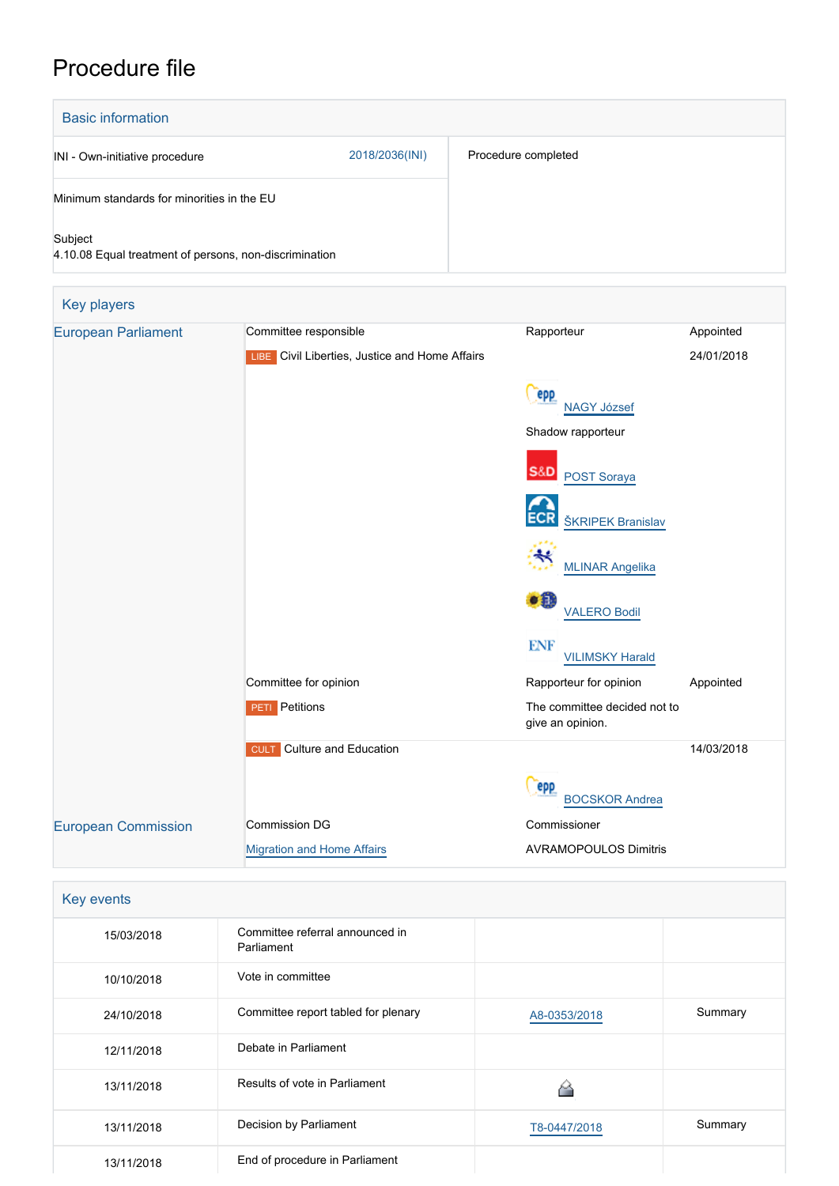# Procedure file

## Basic information

| | | |
|---|---|---|
| INI - Own-initiative procedure | 2018/2036(INI) | Procedure completed |
| Minimum standards for minorities in the EU | | |
| Subject<br>4.10.08 Equal treatment of persons, non-discrimination | | |

## Key players

| | | | |
|---|---|---|---|
| European Parliament | Committee responsible | Rapporteur | Appointed |
| | LIBE Civil Liberties, Justice and Home Affairs | | 24/01/2018 |
| | | NAGY József | |
| | | Shadow rapporteur | |
| | | POST Soraya | |
| | | ŠKRIPEK Branislav | |
| | | MLINAR Angelika | |
| | | VALERO Bodil | |
| | | VILIMSKY Harald | |
| | Committee for opinion | Rapporteur for opinion | Appointed |
| | PETI Petitions | The committee decided not to give an opinion. | |
| | CULT Culture and Education | | 14/03/2018 |
| | | BOCSKOR Andrea | |
| European Commission | Commission DG | Commissioner | |
| | Migration and Home Affairs | AVRAMOPOULOS Dimitris | |

## Key events

| | | | |
|---|---|---|---|
| 15/03/2018 | Committee referral announced in Parliament | | |
| 10/10/2018 | Vote in committee | | |
| 24/10/2018 | Committee report tabled for plenary | A8-0353/2018 | Summary |
| 12/11/2018 | Debate in Parliament | | |
| 13/11/2018 | Results of vote in Parliament | | |
| 13/11/2018 | Decision by Parliament | T8-0447/2018 | Summary |
| 13/11/2018 | End of procedure in Parliament | | |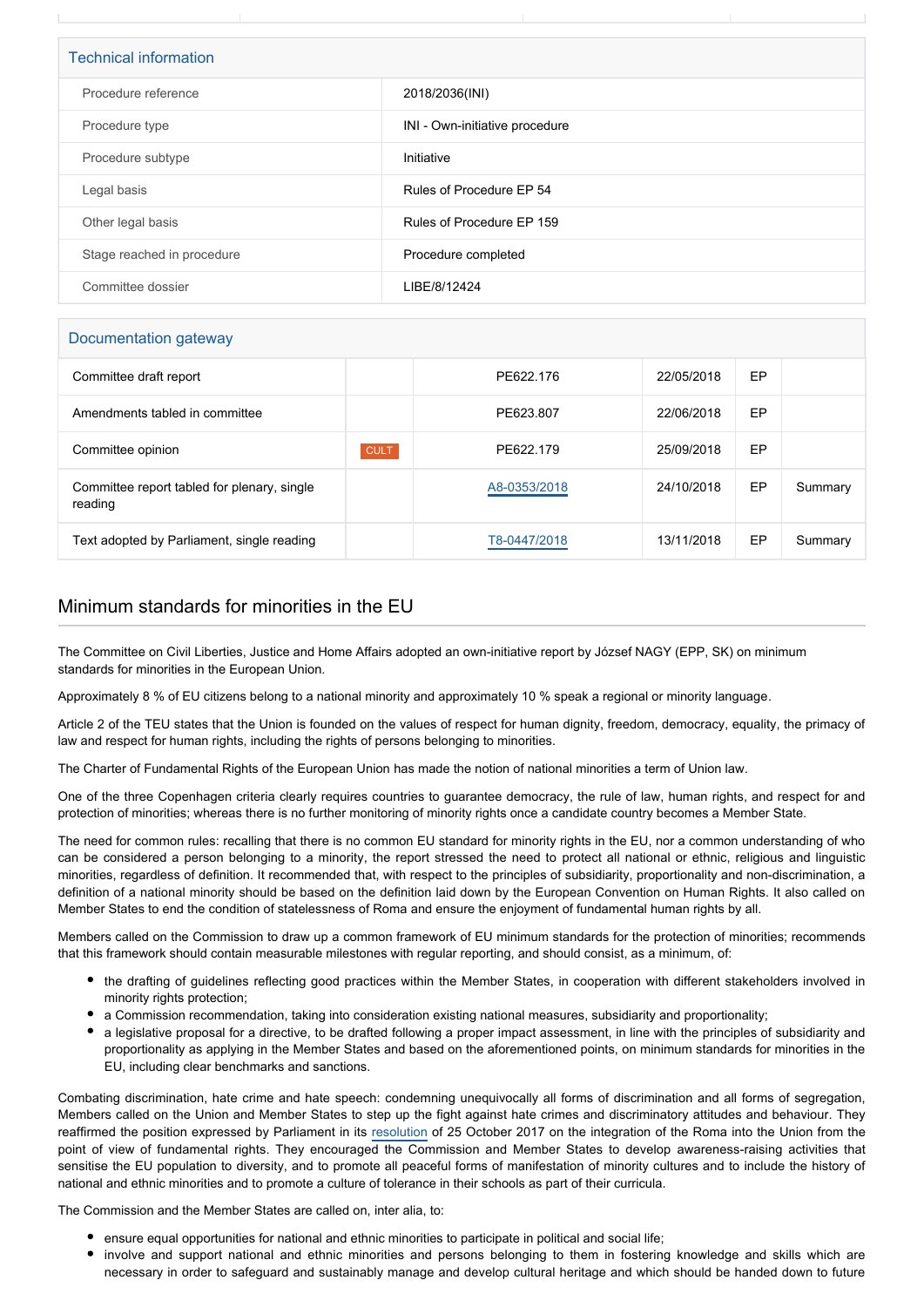## Technical information

| | |
|---|---|
| Procedure reference | 2018/2036(INI) |
| Procedure type | INI - Own-initiative procedure |
| Procedure subtype | Initiative |
| Legal basis | Rules of Procedure EP 54 |
| Other legal basis | Rules of Procedure EP 159 |
| Stage reached in procedure | Procedure completed |
| Committee dossier | LIBE/8/12424 |

## Documentation gateway

| | | | | | |
|---|---|---|---|---|---|
| Committee draft report | | PE622.176 | 22/05/2018 | EP | |
| Amendments tabled in committee | | PE623.807 | 22/06/2018 | EP | |
| Committee opinion | CULT | PE622.179 | 25/09/2018 | EP | |
| Committee report tabled for plenary, single reading | | A8-0353/2018 | 24/10/2018 | EP | Summary |
| Text adopted by Parliament, single reading | | T8-0447/2018 | 13/11/2018 | EP | Summary |

## Minimum standards for minorities in the EU

The Committee on Civil Liberties, Justice and Home Affairs adopted an own-initiative report by József NAGY (EPP, SK) on minimum standards for minorities in the European Union.

Approximately 8 % of EU citizens belong to a national minority and approximately 10 % speak a regional or minority language.

Article 2 of the TEU states that the Union is founded on the values of respect for human dignity, freedom, democracy, equality, the primacy of law and respect for human rights, including the rights of persons belonging to minorities.

The Charter of Fundamental Rights of the European Union has made the notion of national minorities a term of Union law.

One of the three Copenhagen criteria clearly requires countries to guarantee democracy, the rule of law, human rights, and respect for and protection of minorities; whereas there is no further monitoring of minority rights once a candidate country becomes a Member State.

The need for common rules: recalling that there is no common EU standard for minority rights in the EU, nor a common understanding of who can be considered a person belonging to a minority, the report stressed the need to protect all national or ethnic, religious and linguistic minorities, regardless of definition. It recommended that, with respect to the principles of subsidiarity, proportionality and non-discrimination, a definition of a national minority should be based on the definition laid down by the European Convention on Human Rights. It also called on Member States to end the condition of statelessness of Roma and ensure the enjoyment of fundamental human rights by all.

Members called on the Commission to draw up a common framework of EU minimum standards for the protection of minorities; recommends that this framework should contain measurable milestones with regular reporting, and should consist, as a minimum, of:

- the drafting of guidelines reflecting good practices within the Member States, in cooperation with different stakeholders involved in minority rights protection;
- a Commission recommendation, taking into consideration existing national measures, subsidiarity and proportionality;
- a legislative proposal for a directive, to be drafted following a proper impact assessment, in line with the principles of subsidiarity and proportionality as applying in the Member States and based on the aforementioned points, on minimum standards for minorities in the EU, including clear benchmarks and sanctions.

Combating discrimination, hate crime and hate speech: condemning unequivocally all forms of discrimination and all forms of segregation, Members called on the Union and Member States to step up the fight against hate crimes and discriminatory attitudes and behaviour. They reaffirmed the position expressed by Parliament in its resolution of 25 October 2017 on the integration of the Roma into the Union from the point of view of fundamental rights. They encouraged the Commission and Member States to develop awareness-raising activities that sensitise the EU population to diversity, and to promote all peaceful forms of manifestation of minority cultures and to include the history of national and ethnic minorities and to promote a culture of tolerance in their schools as part of their curricula.

The Commission and the Member States are called on, inter alia, to:

- ensure equal opportunities for national and ethnic minorities to participate in political and social life;
- involve and support national and ethnic minorities and persons belonging to them in fostering knowledge and skills which are necessary in order to safeguard and sustainably manage and develop cultural heritage and which should be handed down to future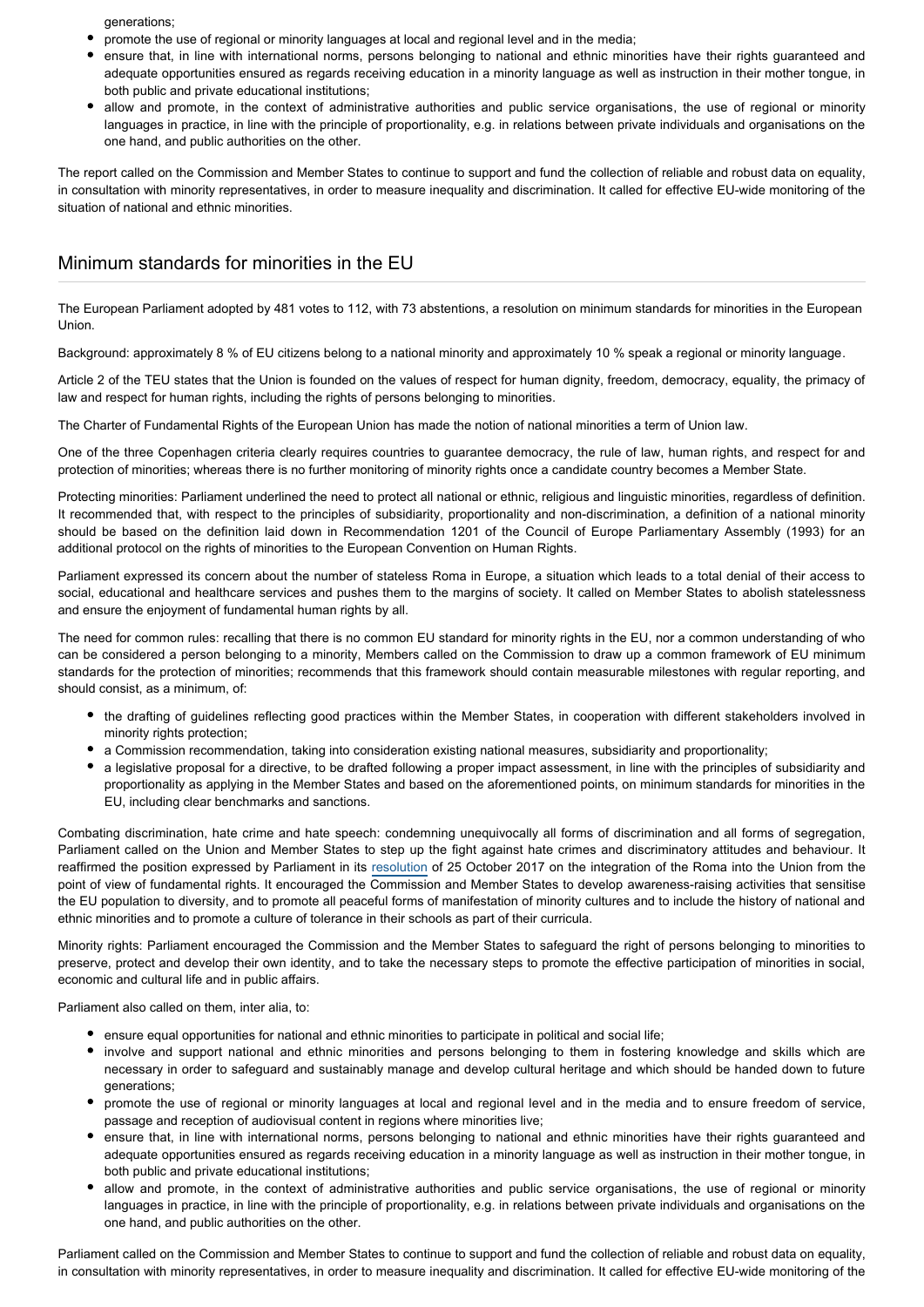generations;

- promote the use of regional or minority languages at local and regional level and in the media;
- ensure that, in line with international norms, persons belonging to national and ethnic minorities have their rights guaranteed and adequate opportunities ensured as regards receiving education in a minority language as well as instruction in their mother tongue, in both public and private educational institutions;
- allow and promote, in the context of administrative authorities and public service organisations, the use of regional or minority languages in practice, in line with the principle of proportionality, e.g. in relations between private individuals and organisations on the one hand, and public authorities on the other.

The report called on the Commission and Member States to continue to support and fund the collection of reliable and robust data on equality, in consultation with minority representatives, in order to measure inequality and discrimination. It called for effective EU-wide monitoring of the situation of national and ethnic minorities.

## Minimum standards for minorities in the EU

The European Parliament adopted by 481 votes to 112, with 73 abstentions, a resolution on minimum standards for minorities in the European Union.

Background: approximately 8 % of EU citizens belong to a national minority and approximately 10 % speak a regional or minority language.

Article 2 of the TEU states that the Union is founded on the values of respect for human dignity, freedom, democracy, equality, the primacy of law and respect for human rights, including the rights of persons belonging to minorities.

The Charter of Fundamental Rights of the European Union has made the notion of national minorities a term of Union law.

One of the three Copenhagen criteria clearly requires countries to guarantee democracy, the rule of law, human rights, and respect for and protection of minorities; whereas there is no further monitoring of minority rights once a candidate country becomes a Member State.

Protecting minorities: Parliament underlined the need to protect all national or ethnic, religious and linguistic minorities, regardless of definition. It recommended that, with respect to the principles of subsidiarity, proportionality and non-discrimination, a definition of a national minority should be based on the definition laid down in Recommendation 1201 of the Council of Europe Parliamentary Assembly (1993) for an additional protocol on the rights of minorities to the European Convention on Human Rights.

Parliament expressed its concern about the number of stateless Roma in Europe, a situation which leads to a total denial of their access to social, educational and healthcare services and pushes them to the margins of society. It called on Member States to abolish statelessness and ensure the enjoyment of fundamental human rights by all.

The need for common rules: recalling that there is no common EU standard for minority rights in the EU, nor a common understanding of who can be considered a person belonging to a minority, Members called on the Commission to draw up a common framework of EU minimum standards for the protection of minorities; recommends that this framework should contain measurable milestones with regular reporting, and should consist, as a minimum, of:

- the drafting of guidelines reflecting good practices within the Member States, in cooperation with different stakeholders involved in minority rights protection;
- a Commission recommendation, taking into consideration existing national measures, subsidiarity and proportionality;
- a legislative proposal for a directive, to be drafted following a proper impact assessment, in line with the principles of subsidiarity and proportionality as applying in the Member States and based on the aforementioned points, on minimum standards for minorities in the EU, including clear benchmarks and sanctions.

Combating discrimination, hate crime and hate speech: condemning unequivocally all forms of discrimination and all forms of segregation, Parliament called on the Union and Member States to step up the fight against hate crimes and discriminatory attitudes and behaviour. It reaffirmed the position expressed by Parliament in its resolution of 25 October 2017 on the integration of the Roma into the Union from the point of view of fundamental rights. It encouraged the Commission and Member States to develop awareness-raising activities that sensitise the EU population to diversity, and to promote all peaceful forms of manifestation of minority cultures and to include the history of national and ethnic minorities and to promote a culture of tolerance in their schools as part of their curricula.

Minority rights: Parliament encouraged the Commission and the Member States to safeguard the right of persons belonging to minorities to preserve, protect and develop their own identity, and to take the necessary steps to promote the effective participation of minorities in social, economic and cultural life and in public affairs.

Parliament also called on them, inter alia, to:

- ensure equal opportunities for national and ethnic minorities to participate in political and social life;
- involve and support national and ethnic minorities and persons belonging to them in fostering knowledge and skills which are necessary in order to safeguard and sustainably manage and develop cultural heritage and which should be handed down to future generations;
- promote the use of regional or minority languages at local and regional level and in the media and to ensure freedom of service, passage and reception of audiovisual content in regions where minorities live;
- ensure that, in line with international norms, persons belonging to national and ethnic minorities have their rights guaranteed and adequate opportunities ensured as regards receiving education in a minority language as well as instruction in their mother tongue, in both public and private educational institutions;
- allow and promote, in the context of administrative authorities and public service organisations, the use of regional or minority languages in practice, in line with the principle of proportionality, e.g. in relations between private individuals and organisations on the one hand, and public authorities on the other.

Parliament called on the Commission and Member States to continue to support and fund the collection of reliable and robust data on equality, in consultation with minority representatives, in order to measure inequality and discrimination. It called for effective EU-wide monitoring of the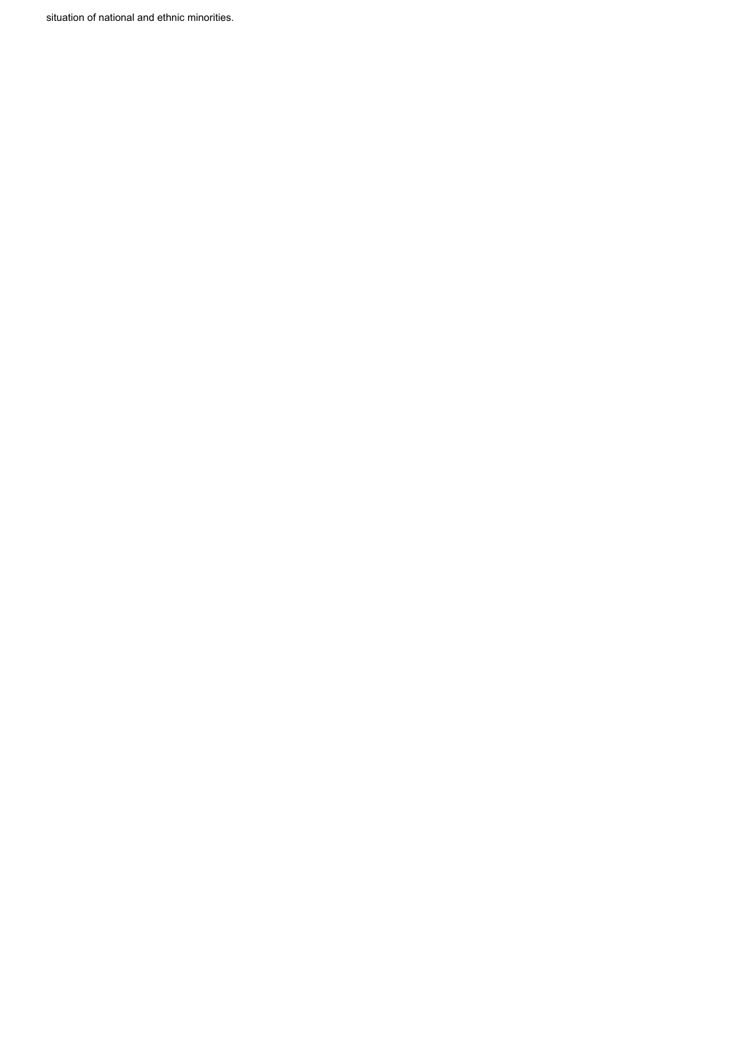situation of national and ethnic minorities.